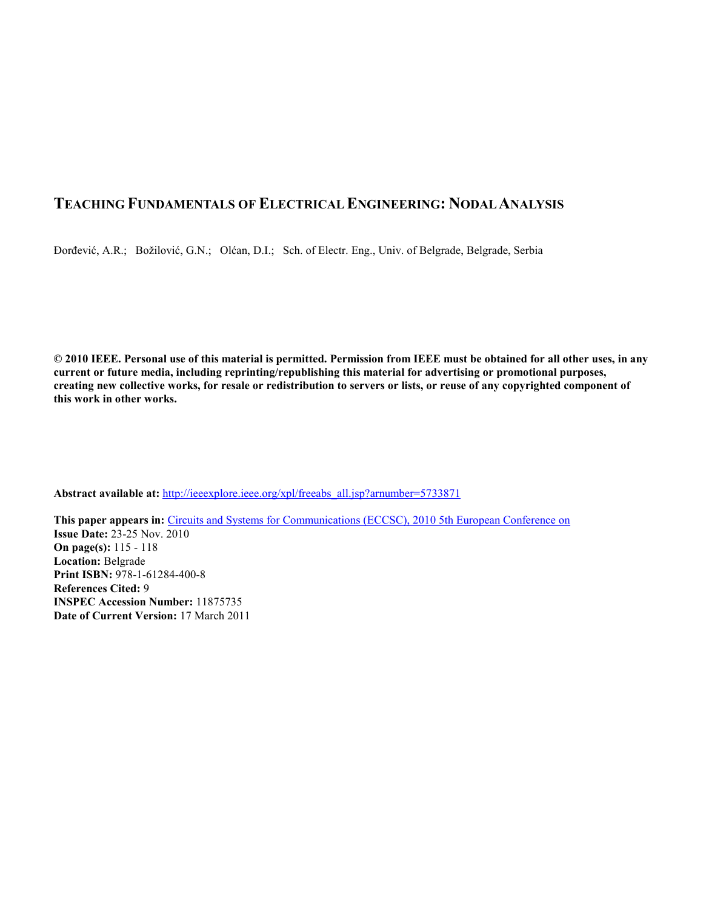# TEACHING FUNDAMENTALS OF ELECTRICAL ENGINEERING: NODAL ANALYSIS

Đorđević, A.R.; Božilović, G.N.; Olćan, D.I.; Sch. of Electr. Eng., Univ. of Belgrade, Belgrade, Serbia

**© 2010 IEEE. Personal use of this material is permitted. Permission from IEEE must be obtained for all other uses, in any current or future media, including reprinting/republishing this material for advertising or promotional purposes, creating new collective works, for resale or redistribution to servers or lists, or reuse of any copyrighted component of this work in other works.**

**Abstract available at:** [http://ieeexplore.ieee.org/xpl/freeabs_all.jsp?arnumber=5733871](http://ieeexplore.ieee.org/xpl/freeabs_all.jsp?arnumber=5733871)

**This paper appears in:** Circuits and Systems for Communications (ECCSC), 2010 5th European Conference on
**Issue Date:** 23-25 Nov. 2010
**On page(s):** 115 - 118
**Location:** Belgrade
**Print ISBN:** 978-1-61284-400-8
**References Cited:** 9
**INSPEC Accession Number:** 11875735
**Date of Current Version:** 17 March 2011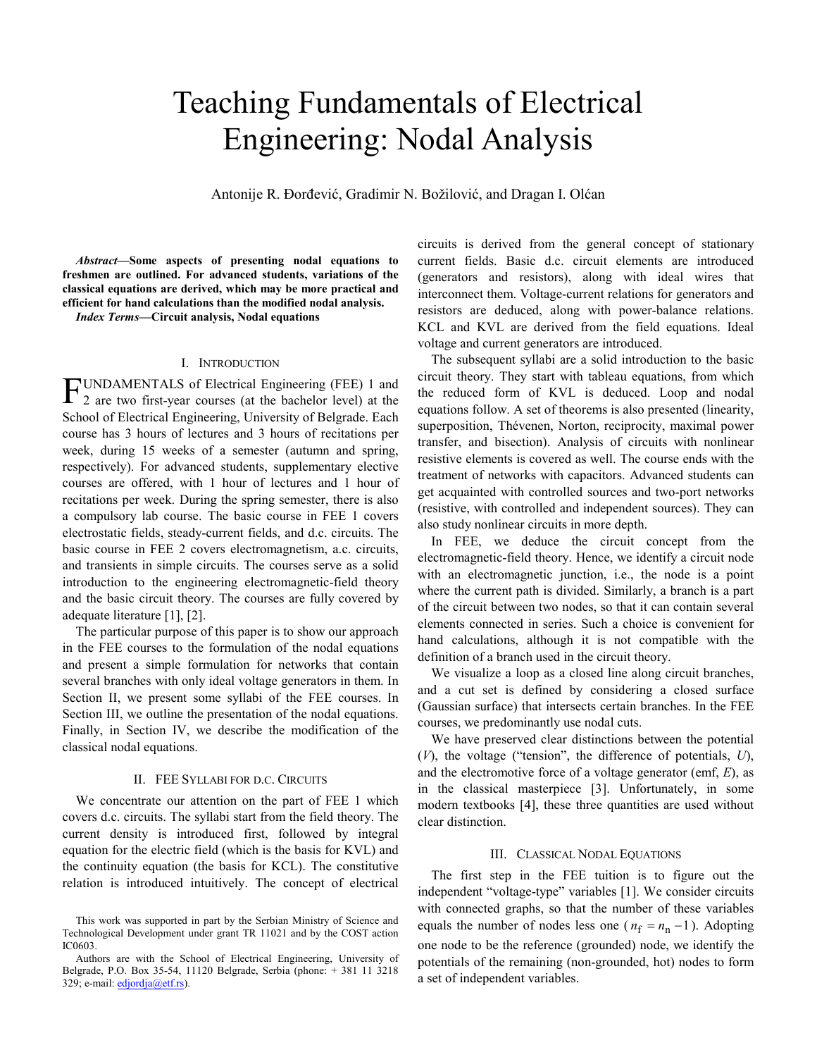# Teaching Fundamentals of Electrical Engineering: Nodal Analysis

Antonije R. Đorđević, Gradimir N. Božilović, and Dragan I. Olćan

***Abstract*—Some aspects of presenting nodal equations to freshmen are outlined. For advanced students, variations of the classical equations are derived, which may be more practical and efficient for hand calculations than the modified nodal analysis.**

***Index Terms*—Circuit analysis, Nodal equations**

## I. Introduction

Fundamentals of Electrical Engineering (FEE) 1 and 2 are two first-year courses (at the bachelor level) at the School of Electrical Engineering, University of Belgrade. Each course has 3 hours of lectures and 3 hours of recitations per week, during 15 weeks of a semester (autumn and spring, respectively). For advanced students, supplementary elective courses are offered, with 1 hour of lectures and 1 hour of recitations per week. During the spring semester, there is also a compulsory lab course. The basic course in FEE 1 covers electrostatic fields, steady-current fields, and d.c. circuits. The basic course in FEE 2 covers electromagnetism, a.c. circuits, and transients in simple circuits. The courses serve as a solid introduction to the engineering electromagnetic-field theory and the basic circuit theory. The courses are fully covered by adequate literature [1], [2].

The particular purpose of this paper is to show our approach in the FEE courses to the formulation of the nodal equations and present a simple formulation for networks that contain several branches with only ideal voltage generators in them. In Section II, we present some syllabi of the FEE courses. In Section III, we outline the presentation of the nodal equations. Finally, in Section IV, we describe the modification of the classical nodal equations.

## II. FEE Syllabi for d.c. Circuits

We concentrate our attention on the part of FEE 1 which covers d.c. circuits. The syllabi start from the field theory. The current density is introduced first, followed by integral equation for the electric field (which is the basis for KVL) and the continuity equation (the basis for KCL). The constitutive relation is introduced intuitively. The concept of electrical circuits is derived from the general concept of stationary current fields. Basic d.c. circuit elements are introduced (generators and resistors), along with ideal wires that interconnect them. Voltage-current relations for generators and resistors are deduced, along with power-balance relations. KCL and KVL are derived from the field equations. Ideal voltage and current generators are introduced.

The subsequent syllabi are a solid introduction to the basic circuit theory. They start with tableau equations, from which the reduced form of KVL is deduced. Loop and nodal equations follow. A set of theorems is also presented (linearity, superposition, Thévenen, Norton, reciprocity, maximal power transfer, and bisection). Analysis of circuits with nonlinear resistive elements is covered as well. The course ends with the treatment of networks with capacitors. Advanced students can get acquainted with controlled sources and two-port networks (resistive, with controlled and independent sources). They can also study nonlinear circuits in more depth.

In FEE, we deduce the circuit concept from the electromagnetic-field theory. Hence, we identify a circuit node with an electromagnetic junction, i.e., the node is a point where the current path is divided. Similarly, a branch is a part of the circuit between two nodes, so that it can contain several elements connected in series. Such a choice is convenient for hand calculations, although it is not compatible with the definition of a branch used in the circuit theory.

We visualize a loop as a closed line along circuit branches, and a cut set is defined by considering a closed surface (Gaussian surface) that intersects certain branches. In the FEE courses, we predominantly use nodal cuts.

We have preserved clear distinctions between the potential ($V$), the voltage ("tension", the difference of potentials, $U$), and the electromotive force of a voltage generator (emf, $E$), as in the classical masterpiece [3]. Unfortunately, in some modern textbooks [4], these three quantities are used without clear distinction.

## III. Classical Nodal Equations

The first step in the FEE tuition is to figure out the independent "voltage-type" variables [1]. We consider circuits with connected graphs, so that the number of these variables equals the number of nodes less one ($n_\mathrm{f} = n_\mathrm{n} - 1$). Adopting one node to be the reference (grounded) node, we identify the potentials of the remaining (non-grounded, hot) nodes to form a set of independent variables.

This work was supported in part by the Serbian Ministry of Science and Technological Development under grant TR 11021 and by the COST action IC0603.

Authors are with the School of Electrical Engineering, University of Belgrade, P.O. Box 35-54, 11120 Belgrade, Serbia (phone: + 381 11 3218 329; e-mail: edjordja@etf.rs).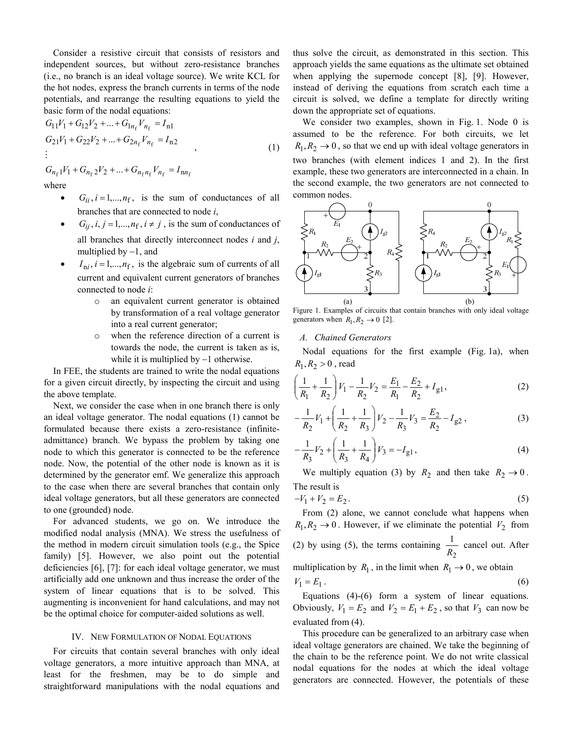Consider a resistive circuit that consists of resistors and independent sources, but without zero-resistance branches (i.e., no branch is an ideal voltage source). We write KCL for the hot nodes, express the branch currents in terms of the node potentials, and rearrange the resulting equations to yield the basic form of the nodal equations:

$$
\begin{aligned}
&G_{11}V_1 + G_{12}V_2 + ... + G_{1n_\mathrm{f}}V_{n_\mathrm{f}} = I_{\mathrm{n}1} \\
&G_{21}V_1 + G_{22}V_2 + ... + G_{2n_\mathrm{f}}V_{n_\mathrm{f}} = I_{\mathrm{n}2} \\
&\vdots \\
&G_{n_\mathrm{f}1}V_1 + G_{n_\mathrm{f}2}V_2 + ... + G_{n_\mathrm{f}n_\mathrm{f}}V_{n_\mathrm{f}} = I_{\mathrm{n}n_\mathrm{f}}
\end{aligned}
\quad , \qquad (1)
$$

where

- $G_{ii}, i = 1,...,n_\mathrm{f}$, is the sum of conductances of all branches that are connected to node $i$,
- $G_{ij}, i, j = 1,...,n_\mathrm{f}, i \neq j$, is the sum of conductances of all branches that directly interconnect nodes $i$ and $j$, multiplied by $-1$, and
- $I_{\mathrm{n}i}, i = 1,...,n_\mathrm{f}$, is the algebraic sum of currents of all current and equivalent current generators of branches connected to node $i$:
  - an equivalent current generator is obtained by transformation of a real voltage generator into a real current generator;
  - when the reference direction of a current is towards the node, the current is taken as is, while it is multiplied by $-1$ otherwise.

In FEE, the students are trained to write the nodal equations for a given circuit directly, by inspecting the circuit and using the above template.

Next, we consider the case when in one branch there is only an ideal voltage generator. The nodal equations (1) cannot be formulated because there exists a zero-resistance (infinite-admittance) branch. We bypass the problem by taking one node to which this generator is connected to be the reference node. Now, the potential of the other node is known as it is determined by the generator emf. We generalize this approach to the case when there are several branches that contain only ideal voltage generators, but all these generators are connected to one (grounded) node.

For advanced students, we go on. We introduce the modified nodal analysis (MNA). We stress the usefulness of the method in modern circuit simulation tools (e.g., the Spice family) [5]. However, we also point out the potential deficiencies [6], [7]: for each ideal voltage generator, we must artificially add one unknown and thus increase the order of the system of linear equations that is to be solved. This augmenting is inconvenient for hand calculations, and may not be the optimal choice for computer-aided solutions as well.

## IV. New Formulation of Nodal Equations

For circuits that contain several branches with only ideal voltage generators, a more intuitive approach than MNA, at least for the freshmen, may be to do simple and straightforward manipulations with the nodal equations and thus solve the circuit, as demonstrated in this section. This approach yields the same equations as the ultimate set obtained when applying the supernode concept [8], [9]. However, instead of deriving the equations from scratch each time a circuit is solved, we define a template for directly writing down the appropriate set of equations.

We consider two examples, shown in Fig. 1. Node 0 is assumed to be the reference. For both circuits, we let $R_1, R_2 \to 0$, so that we end up with ideal voltage generators in two branches (with element indices 1 and 2). In the first example, these two generators are interconnected in a chain. In the second example, the two generators are not connected to common nodes.

Figure 1. Examples of circuits that contain branches with only ideal voltage generators when $R_1, R_2 \to 0$ [2].

### A. Chained Generators

Nodal equations for the first example (Fig. 1a), when $R_1, R_2 > 0$, read

$$\left(\frac{1}{R_1} + \frac{1}{R_2}\right)V_1 - \frac{1}{R_2}V_2 = \frac{E_1}{R_1} - \frac{E_2}{R_2} + I_{\mathrm{g}1}, \qquad (2)$$

$$-\frac{1}{R_2}V_1 + \left(\frac{1}{R_2} + \frac{1}{R_3}\right)V_2 - \frac{1}{R_3}V_3 = \frac{E_2}{R_2} - I_{\mathrm{g}2}, \qquad (3)$$

$$-\frac{1}{R_3}V_2 + \left(\frac{1}{R_3} + \frac{1}{R_4}\right)V_3 = -I_{\mathrm{g}1}, \qquad (4)$$

We multiply equation (3) by $R_2$ and then take $R_2 \to 0$. The result is

$$-V_1 + V_2 = E_2. \qquad (5)$$

From (2) alone, we cannot conclude what happens when $R_1, R_2 \to 0$. However, if we eliminate the potential $V_2$ from (2) by using (5), the terms containing $\frac{1}{R_2}$ cancel out. After multiplication by $R_1$, in the limit when $R_1 \to 0$, we obtain

$$V_1 = E_1. \qquad (6)$$

Equations (4)-(6) form a system of linear equations. Obviously, $V_1 = E_2$ and $V_2 = E_1 + E_2$, so that $V_3$ can now be evaluated from (4).

This procedure can be generalized to an arbitrary case when ideal voltage generators are chained. We take the beginning of the chain to be the reference point. We do not write classical nodal equations for the nodes at which the ideal voltage generators are connected. However, the potentials of these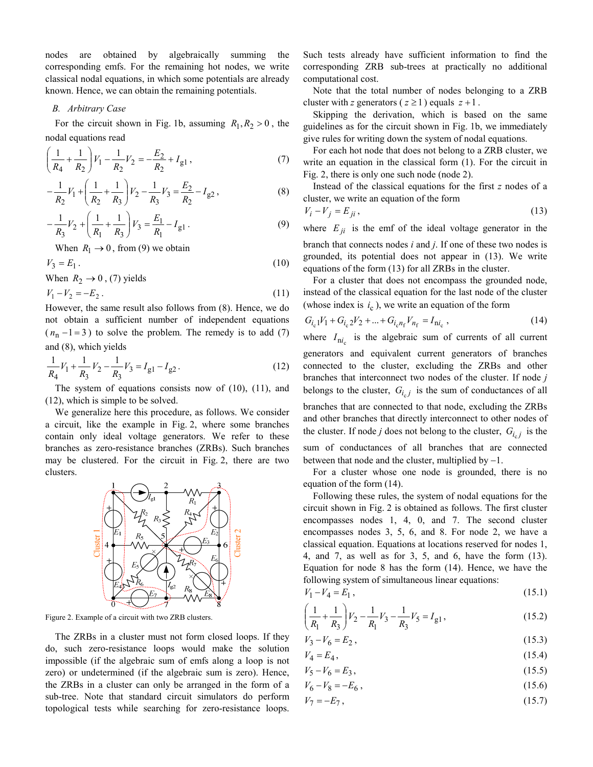nodes are obtained by algebraically summing the corresponding emfs. For the remaining hot nodes, we write classical nodal equations, in which some potentials are already known. Hence, we can obtain the remaining potentials.

### B. Arbitrary Case

For the circuit shown in Fig. 1b, assuming $R_1, R_2 > 0$, the nodal equations read

$$\left(\frac{1}{R_4}+\frac{1}{R_2}\right)V_1-\frac{1}{R_2}V_2=-\frac{E_2}{R_2}+I_{g1}\,, \tag{7}$$

$$-\frac{1}{R_2}V_1+\left(\frac{1}{R_2}+\frac{1}{R_3}\right)V_2-\frac{1}{R_3}V_3=\frac{E_2}{R_2}-I_{g2}\,, \tag{8}$$

$$-\frac{1}{R_3}V_2+\left(\frac{1}{R_1}+\frac{1}{R_3}\right)V_3=\frac{E_1}{R_1}-I_{g1}\,. \tag{9}$$

When $R_1 \to 0$, from (9) we obtain

$$V_3 = E_1\,. \tag{10}$$

When $R_2 \to 0$, (7) yields

$$V_1 - V_2 = -E_2\,. \tag{11}$$

However, the same result also follows from (8). Hence, we do not obtain a sufficient number of independent equations ($n_n - 1 = 3$) to solve the problem. The remedy is to add (7) and (8), which yields

$$\frac{1}{R_4}V_1+\frac{1}{R_3}V_2-\frac{1}{R_3}V_3=I_{g1}-I_{g2}\,. \tag{12}$$

The system of equations consists now of (10), (11), and (12), which is simple to be solved.

We generalize here this procedure, as follows. We consider a circuit, like the example in Fig. 2, where some branches contain only ideal voltage generators. We refer to these branches as zero-resistance branches (ZRBs). Such branches may be clustered. For the circuit in Fig. 2, there are two clusters.

Figure 2. Example of a circuit with two ZRB clusters.

The ZRBs in a cluster must not form closed loops. If they do, such zero-resistance loops would make the solution impossible (if the algebraic sum of emfs along a loop is not zero) or undetermined (if the algebraic sum is zero). Hence, the ZRBs in a cluster can only be arranged in the form of a sub-tree. Note that standard circuit simulators do perform topological tests while searching for zero-resistance loops. Such tests already have sufficient information to find the corresponding ZRB sub-trees at practically no additional computational cost.

Note that the total number of nodes belonging to a ZRB cluster with $z$ generators ($z \geq 1$) equals $z+1$.

Skipping the derivation, which is based on the same guidelines as for the circuit shown in Fig. 1b, we immediately give rules for writing down the system of nodal equations.

For each hot node that does not belong to a ZRB cluster, we write an equation in the classical form (1). For the circuit in Fig. 2, there is only one such node (node 2).

Instead of the classical equations for the first $z$ nodes of a cluster, we write an equation of the form

$$V_i - V_j = E_{ji}\,, \tag{13}$$

where $E_{ji}$ is the emf of the ideal voltage generator in the branch that connects nodes $i$ and $j$. If one of these two nodes is grounded, its potential does not appear in (13). We write equations of the form (13) for all ZRBs in the cluster.

For a cluster that does not encompass the grounded node, instead of the classical equation for the last node of the cluster (whose index is $i_c$), we write an equation of the form

$$G_{i_c 1}V_1 + G_{i_c 2}V_2 + \ldots + G_{i_c n_f}V_{n_f} = I_{ni_c}\,, \tag{14}$$

where $I_{ni_c}$ is the algebraic sum of currents of all current generators and equivalent current generators of branches connected to the cluster, excluding the ZRBs and other branches that interconnect two nodes of the cluster. If node $j$ belongs to the cluster, $G_{i_c j}$ is the sum of conductances of all branches that are connected to that node, excluding the ZRBs and other branches that directly interconnect to other nodes of the cluster. If node $j$ does not belong to the cluster, $G_{i_c j}$ is the sum of conductances of all branches that are connected between that node and the cluster, multiplied by –1.

For a cluster whose one node is grounded, there is no equation of the form (14).

Following these rules, the system of nodal equations for the circuit shown in Fig. 2 is obtained as follows. The first cluster encompasses nodes 1, 4, 0, and 7. The second cluster encompasses nodes 3, 5, 6, and 8. For node 2, we have a classical equation. Equations at locations reserved for nodes 1, 4, and 7, as well as for 3, 5, and 6, have the form (13). Equation for node 8 has the form (14). Hence, we have the following system of simultaneous linear equations:

$$V_1 - V_4 = E_1\,, \tag{15.1}$$

$$\left(\frac{1}{R_1}+\frac{1}{R_3}\right)V_2-\frac{1}{R_1}V_3-\frac{1}{R_3}V_5=I_{g1}\,, \tag{15.2}$$

$$V_3 - V_6 = E_2\,, \tag{15.3}$$

$$V_4 = E_4\,, \tag{15.4}$$

$$V_5 - V_6 = E_3\,, \tag{15.5}$$

$$V_6 - V_8 = -E_6\,, \tag{15.6}$$

$$V_7 = -E_7\,, \tag{15.7}$$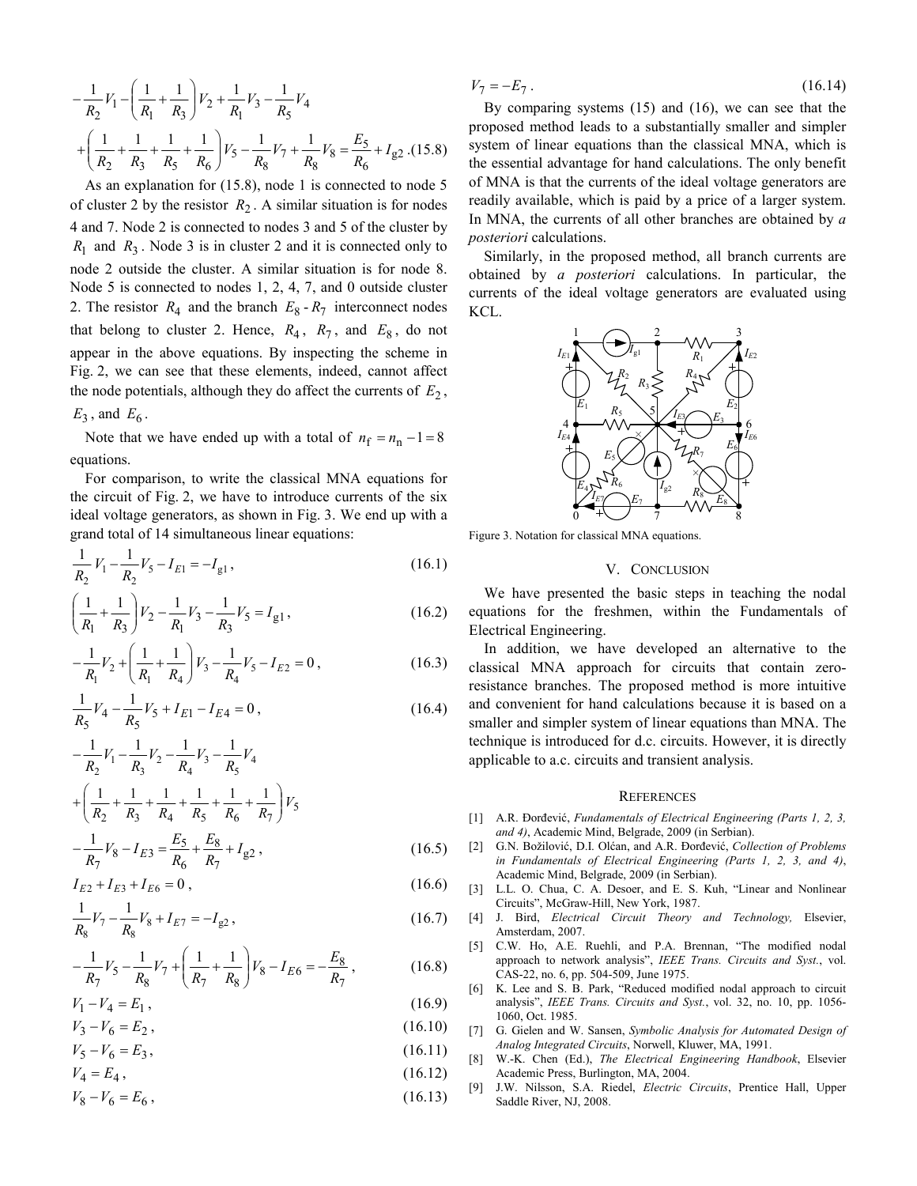$$-\frac{1}{R_2}V_1 - \left(\frac{1}{R_1}+\frac{1}{R_3}\right)V_2 + \frac{1}{R_1}V_3 - \frac{1}{R_5}V_4$$

$$+\left(\frac{1}{R_2}+\frac{1}{R_3}+\frac{1}{R_5}+\frac{1}{R_6}\right)V_5 - \frac{1}{R_8}V_7 + \frac{1}{R_8}V_8 = \frac{E_5}{R_6} + I_{g2} \,. \quad (15.8)$$

As an explanation for (15.8), node 1 is connected to node 5 of cluster 2 by the resistor $R_2$. A similar situation is for nodes 4 and 7. Node 2 is connected to nodes 3 and 5 of the cluster by $R_1$ and $R_3$. Node 3 is in cluster 2 and it is connected only to node 2 outside the cluster. A similar situation is for node 8. Node 5 is connected to nodes 1, 2, 4, 7, and 0 outside cluster 2. The resistor $R_4$ and the branch $E_8$ - $R_7$ interconnect nodes that belong to cluster 2. Hence, $R_4$, $R_7$, and $E_8$, do not appear in the above equations. By inspecting the scheme in Fig. 2, we can see that these elements, indeed, cannot affect the node potentials, although they do affect the currents of $E_2$, $E_3$, and $E_6$.

Note that we have ended up with a total of $n_\mathrm{f} = n_\mathrm{n} - 1 = 8$ equations.

For comparison, to write the classical MNA equations for the circuit of Fig. 2, we have to introduce currents of the six ideal voltage generators, as shown in Fig. 3. We end up with a grand total of 14 simultaneous linear equations:

$$\frac{1}{R_2}V_1 - \frac{1}{R_2}V_5 - I_{E1} = -I_{g1}\,, \quad (16.1)$$

$$\left(\frac{1}{R_1}+\frac{1}{R_3}\right)V_2 - \frac{1}{R_1}V_3 - \frac{1}{R_3}V_5 = I_{g1}\,, \quad (16.2)$$

$$-\frac{1}{R_1}V_2 + \left(\frac{1}{R_1}+\frac{1}{R_4}\right)V_3 - \frac{1}{R_4}V_5 - I_{E2} = 0\,, \quad (16.3)$$

$$\frac{1}{R_5}V_4 - \frac{1}{R_5}V_5 + I_{E1} - I_{E4} = 0\,, \quad (16.4)$$

$$-\frac{1}{R_2}V_1 - \frac{1}{R_3}V_2 - \frac{1}{R_4}V_3 - \frac{1}{R_5}V_4$$

$$+\left(\frac{1}{R_2}+\frac{1}{R_3}+\frac{1}{R_4}+\frac{1}{R_5}+\frac{1}{R_6}+\frac{1}{R_7}\right)V_5$$

$$-\frac{1}{R_7}V_8 - I_{E3} = \frac{E_5}{R_6} + \frac{E_8}{R_7} + I_{g2}\,, \quad (16.5)$$

$$I_{E2} + I_{E3} + I_{E6} = 0\,, \quad (16.6)$$

$$\frac{1}{R_8}V_7 - \frac{1}{R_8}V_8 + I_{E7} = -I_{g2}\,, \quad (16.7)$$

$$-\frac{1}{R_7}V_5 - \frac{1}{R_8}V_7 + \left(\frac{1}{R_7}+\frac{1}{R_8}\right)V_8 - I_{E6} = -\frac{E_8}{R_7}\,, \quad (16.8)$$

$$V_1 - V_4 = E_1\,, \quad (16.9)$$

$$V_3 - V_6 = E_2\,, \quad (16.10)$$

$$V_5 - V_6 = E_3\,, \quad (16.11)$$

$$V_4 = E_4\,, \quad (16.12)$$

$$V_8 - V_6 = E_6\,, \quad (16.13)$$

$$V_7 = -E_7\,. \quad (16.14)$$

By comparing systems (15) and (16), we can see that the proposed method leads to a substantially smaller and simpler system of linear equations than the classical MNA, which is the essential advantage for hand calculations. The only benefit of MNA is that the currents of the ideal voltage generators are readily available, which is paid by a price of a larger system. In MNA, the currents of all other branches are obtained by *a posteriori* calculations.

Similarly, in the proposed method, all branch currents are obtained by *a posteriori* calculations. In particular, the currents of the ideal voltage generators are evaluated using KCL.

Figure 3. Notation for classical MNA equations.

## V. Conclusion

We have presented the basic steps in teaching the nodal equations for the freshmen, within the Fundamentals of Electrical Engineering.

In addition, we have developed an alternative to the classical MNA approach for circuits that contain zero-resistance branches. The proposed method is more intuitive and convenient for hand calculations because it is based on a smaller and simpler system of linear equations than MNA. The technique is introduced for d.c. circuits. However, it is directly applicable to a.c. circuits and transient analysis.

## References

[1] A.R. Đorđević, *Fundamentals of Electrical Engineering (Parts 1, 2, 3, and 4)*, Academic Mind, Belgrade, 2009 (in Serbian).

[2] G.N. Božilović, D.I. Olćan, and A.R. Đorđević, *Collection of Problems in Fundamentals of Electrical Engineering (Parts 1, 2, 3, and 4)*, Academic Mind, Belgrade, 2009 (in Serbian).

[3] L.L. O. Chua, C. A. Desoer, and E. S. Kuh, "Linear and Nonlinear Circuits", McGraw-Hill, New York, 1987.

[4] J. Bird, *Electrical Circuit Theory and Technology,* Elsevier, Amsterdam, 2007.

[5] C.W. Ho, A.E. Ruehli, and P.A. Brennan, "The modified nodal approach to network analysis", *IEEE Trans. Circuits and Syst.*, vol. CAS-22, no. 6, pp. 504-509, June 1975.

[6] K. Lee and S. B. Park, "Reduced modified nodal approach to circuit analysis", *IEEE Trans. Circuits and Syst.*, vol. 32, no. 10, pp. 1056-1060, Oct. 1985.

[7] G. Gielen and W. Sansen, *Symbolic Analysis for Automated Design of Analog Integrated Circuits*, Norwell, Kluwer, MA, 1991.

[8] W.-K. Chen (Ed.), *The Electrical Engineering Handbook*, Elsevier Academic Press, Burlington, MA, 2004.

[9] J.W. Nilsson, S.A. Riedel, *Electric Circuits*, Prentice Hall, Upper Saddle River, NJ, 2008.